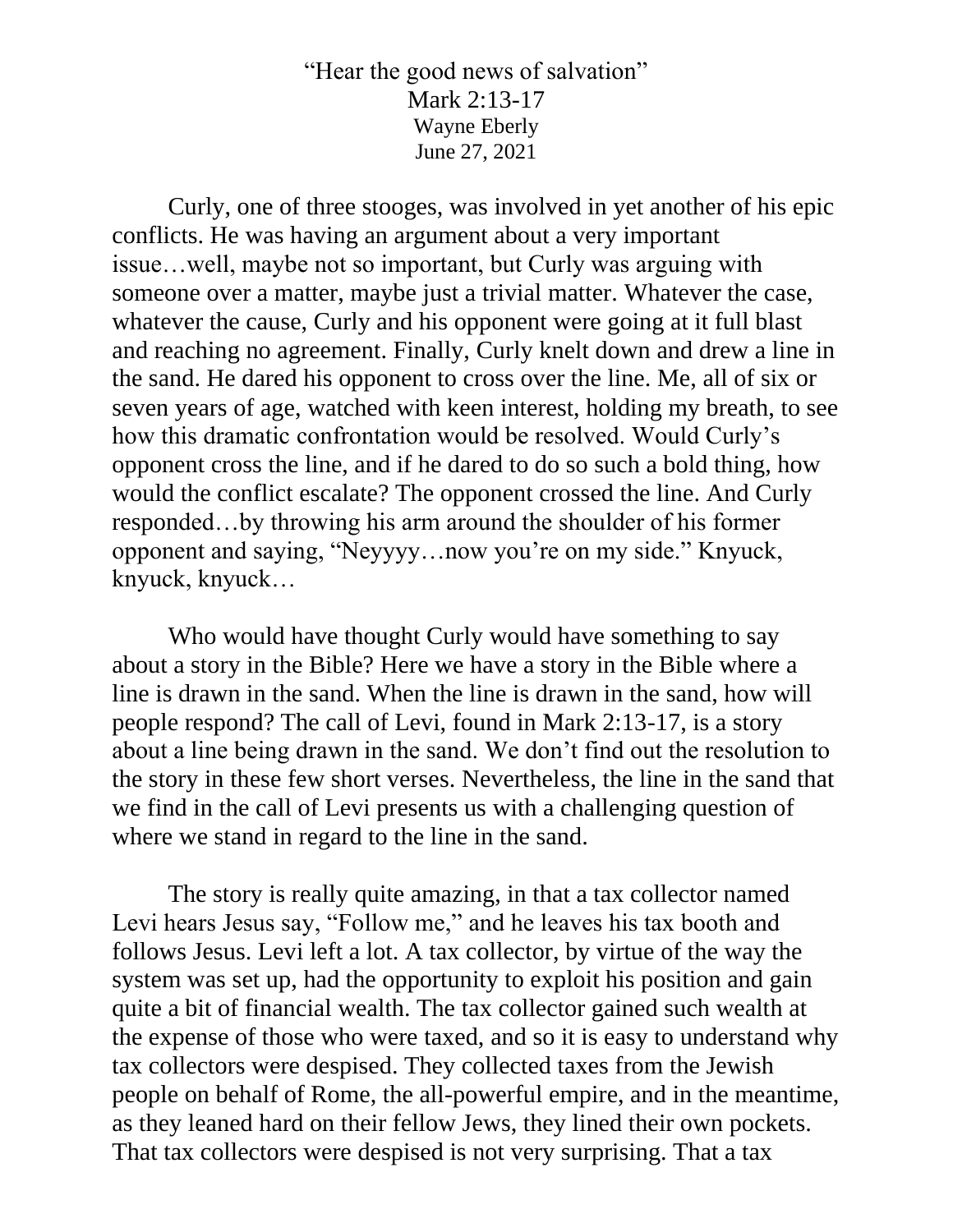# "Hear the good news of salvation"

Mark 2:13-17

Wayne Eberly

June 27, 2021

Curly, one of three stooges, was involved in yet another of his epic conflicts. He was having an argument about a very important issue…well, maybe not so important, but Curly was arguing with someone over a matter, maybe just a trivial matter. Whatever the case, whatever the cause, Curly and his opponent were going at it full blast and reaching no agreement. Finally, Curly knelt down and drew a line in the sand. He dared his opponent to cross over the line. Me, all of six or seven years of age, watched with keen interest, holding my breath, to see how this dramatic confrontation would be resolved. Would Curly's opponent cross the line, and if he dared to do so such a bold thing, how would the conflict escalate? The opponent crossed the line. And Curly responded…by throwing his arm around the shoulder of his former opponent and saying, "Neyyyy…now you're on my side." Knyuck, knyuck, knyuck…

Who would have thought Curly would have something to say about a story in the Bible? Here we have a story in the Bible where a line is drawn in the sand. When the line is drawn in the sand, how will people respond? The call of Levi, found in Mark 2:13-17, is a story about a line being drawn in the sand. We don't find out the resolution to the story in these few short verses. Nevertheless, the line in the sand that we find in the call of Levi presents us with a challenging question of where we stand in regard to the line in the sand.

The story is really quite amazing, in that a tax collector named Levi hears Jesus say, "Follow me," and he leaves his tax booth and follows Jesus. Levi left a lot. A tax collector, by virtue of the way the system was set up, had the opportunity to exploit his position and gain quite a bit of financial wealth. The tax collector gained such wealth at the expense of those who were taxed, and so it is easy to understand why tax collectors were despised. They collected taxes from the Jewish people on behalf of Rome, the all-powerful empire, and in the meantime, as they leaned hard on their fellow Jews, they lined their own pockets. That tax collectors were despised is not very surprising. That a tax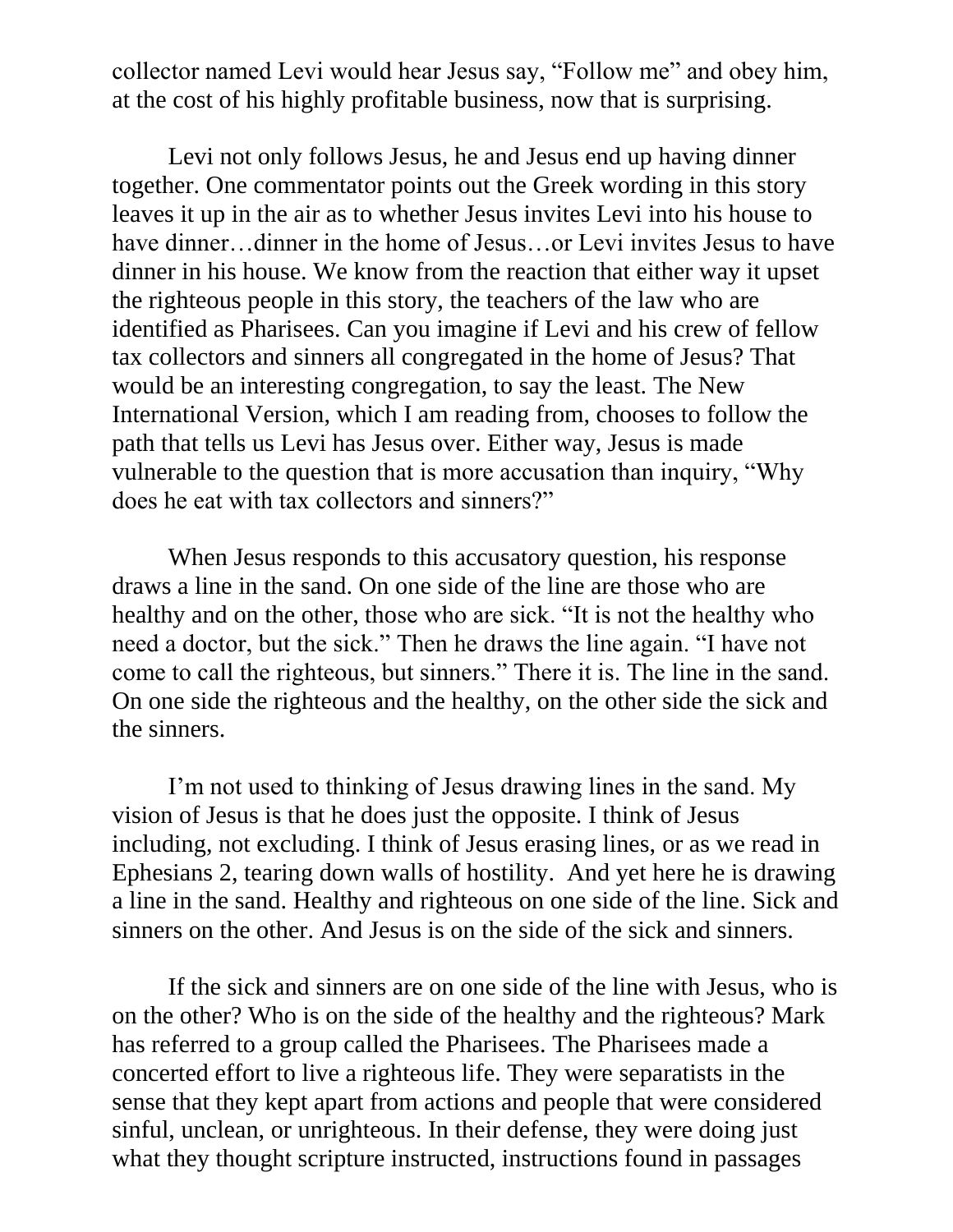collector named Levi would hear Jesus say, “Follow me” and obey him, at the cost of his highly profitable business, now that is surprising.

Levi not only follows Jesus, he and Jesus end up having dinner together. One commentator points out the Greek wording in this story leaves it up in the air as to whether Jesus invites Levi into his house to have dinner…dinner in the home of Jesus…or Levi invites Jesus to have dinner in his house. We know from the reaction that either way it upset the righteous people in this story, the teachers of the law who are identified as Pharisees. Can you imagine if Levi and his crew of fellow tax collectors and sinners all congregated in the home of Jesus? That would be an interesting congregation, to say the least. The New International Version, which I am reading from, chooses to follow the path that tells us Levi has Jesus over. Either way, Jesus is made vulnerable to the question that is more accusation than inquiry, “Why does he eat with tax collectors and sinners?”

When Jesus responds to this accusatory question, his response draws a line in the sand. On one side of the line are those who are healthy and on the other, those who are sick. “It is not the healthy who need a doctor, but the sick.” Then he draws the line again. “I have not come to call the righteous, but sinners.” There it is. The line in the sand. On one side the righteous and the healthy, on the other side the sick and the sinners.

I’m not used to thinking of Jesus drawing lines in the sand. My vision of Jesus is that he does just the opposite. I think of Jesus including, not excluding. I think of Jesus erasing lines, or as we read in Ephesians 2, tearing down walls of hostility. And yet here he is drawing a line in the sand. Healthy and righteous on one side of the line. Sick and sinners on the other. And Jesus is on the side of the sick and sinners.

If the sick and sinners are on one side of the line with Jesus, who is on the other? Who is on the side of the healthy and the righteous? Mark has referred to a group called the Pharisees. The Pharisees made a concerted effort to live a righteous life. They were separatists in the sense that they kept apart from actions and people that were considered sinful, unclean, or unrighteous. In their defense, they were doing just what they thought scripture instructed, instructions found in passages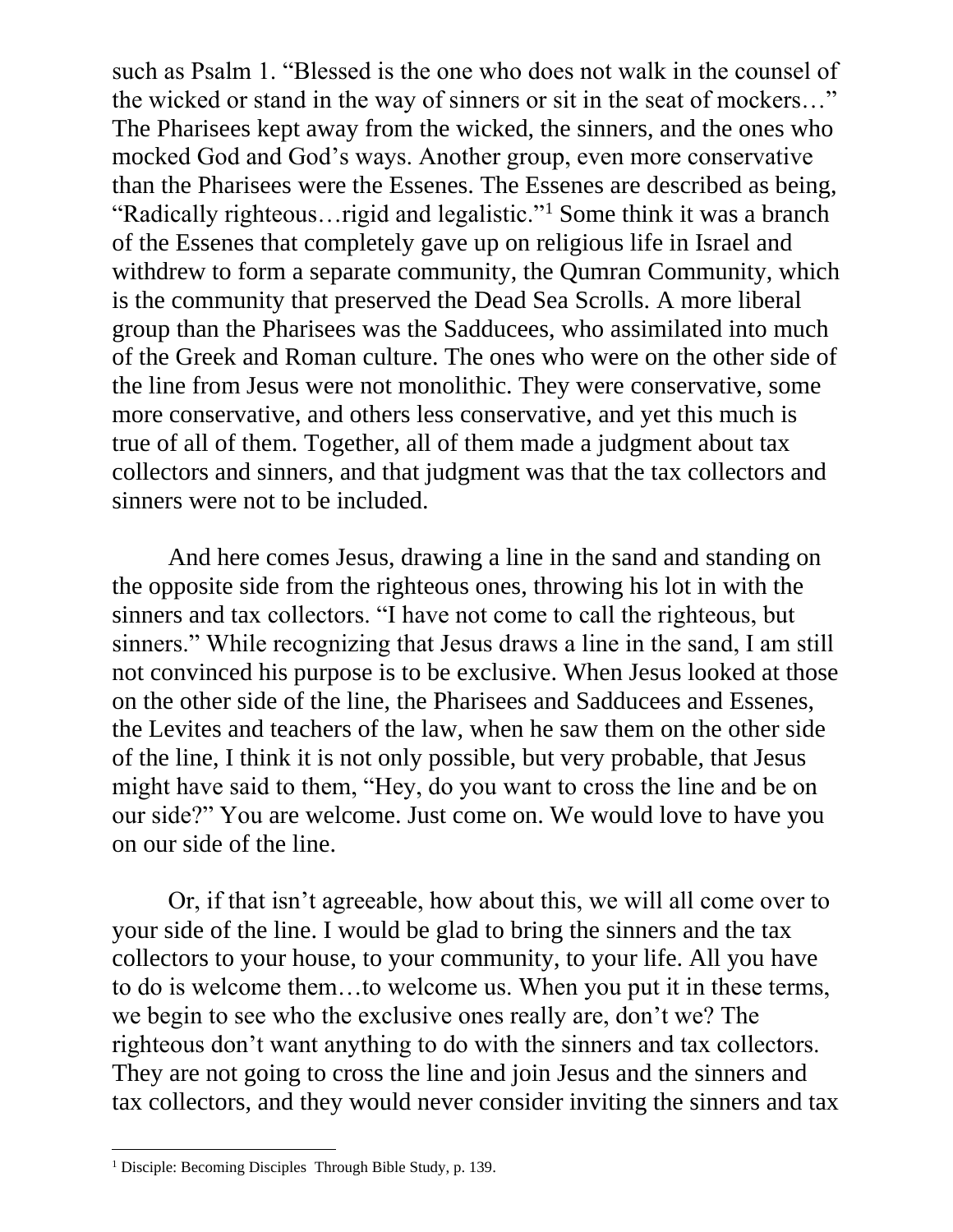such as Psalm 1. “Blessed is the one who does not walk in the counsel of the wicked or stand in the way of sinners or sit in the seat of mockers…” The Pharisees kept away from the wicked, the sinners, and the ones who mocked God and God’s ways. Another group, even more conservative than the Pharisees were the Essenes. The Essenes are described as being, “Radically righteous…rigid and legalistic.”[1] Some think it was a branch of the Essenes that completely gave up on religious life in Israel and withdrew to form a separate community, the Qumran Community, which is the community that preserved the Dead Sea Scrolls. A more liberal group than the Pharisees was the Sadducees, who assimilated into much of the Greek and Roman culture. The ones who were on the other side of the line from Jesus were not monolithic. They were conservative, some more conservative, and others less conservative, and yet this much is true of all of them. Together, all of them made a judgment about tax collectors and sinners, and that judgment was that the tax collectors and sinners were not to be included.

And here comes Jesus, drawing a line in the sand and standing on the opposite side from the righteous ones, throwing his lot in with the sinners and tax collectors. “I have not come to call the righteous, but sinners.” While recognizing that Jesus draws a line in the sand, I am still not convinced his purpose is to be exclusive. When Jesus looked at those on the other side of the line, the Pharisees and Sadducees and Essenes, the Levites and teachers of the law, when he saw them on the other side of the line, I think it is not only possible, but very probable, that Jesus might have said to them, “Hey, do you want to cross the line and be on our side?” You are welcome. Just come on. We would love to have you on our side of the line.

Or, if that isn’t agreeable, how about this, we will all come over to your side of the line. I would be glad to bring the sinners and the tax collectors to your house, to your community, to your life. All you have to do is welcome them…to welcome us. When you put it in these terms, we begin to see who the exclusive ones really are, don’t we? The righteous don’t want anything to do with the sinners and tax collectors. They are not going to cross the line and join Jesus and the sinners and tax collectors, and they would never consider inviting the sinners and tax

---

[1] Disciple: Becoming Disciples Through Bible Study, p. 139.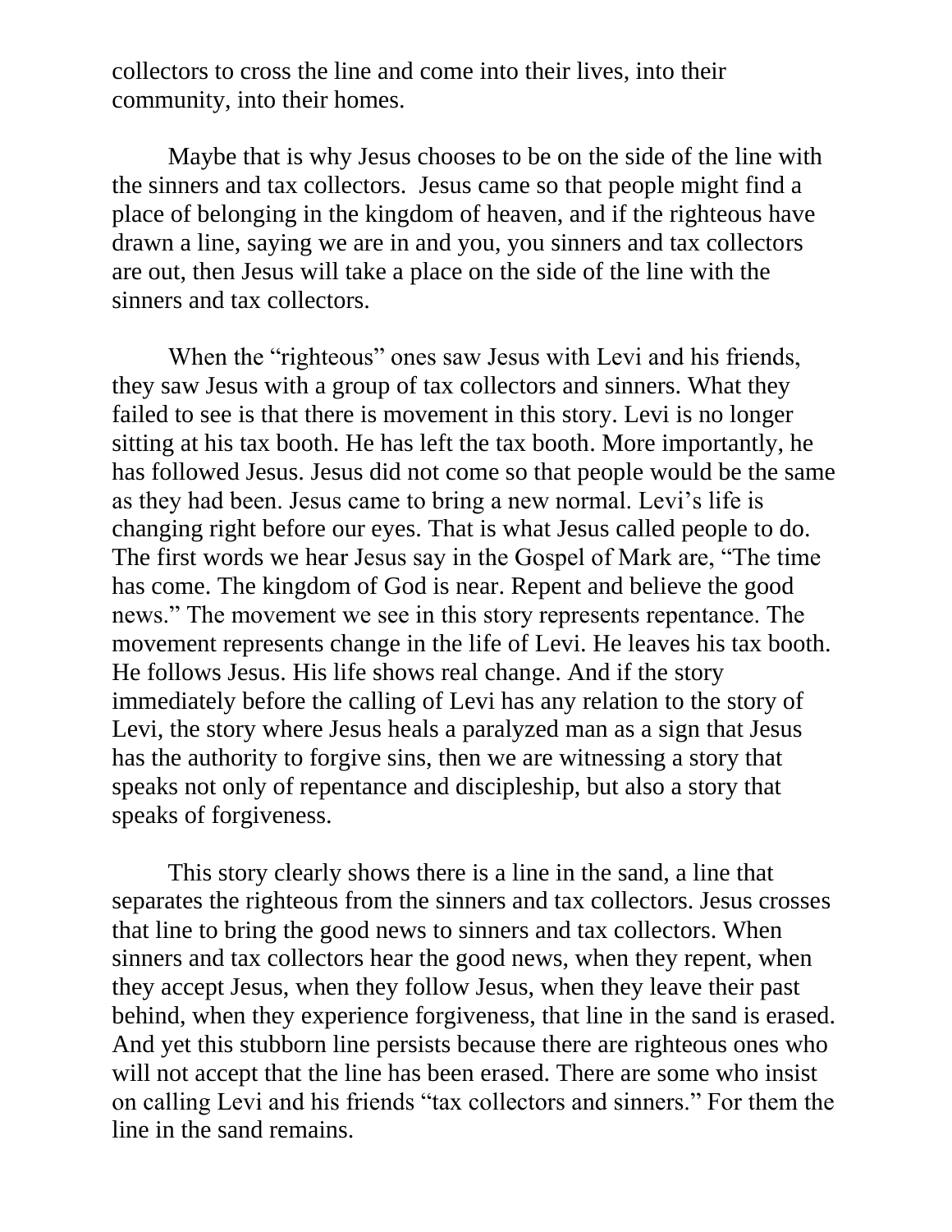collectors to cross the line and come into their lives, into their community, into their homes.

Maybe that is why Jesus chooses to be on the side of the line with the sinners and tax collectors.  Jesus came so that people might find a place of belonging in the kingdom of heaven, and if the righteous have drawn a line, saying we are in and you, you sinners and tax collectors are out, then Jesus will take a place on the side of the line with the sinners and tax collectors.

When the "righteous" ones saw Jesus with Levi and his friends, they saw Jesus with a group of tax collectors and sinners. What they failed to see is that there is movement in this story. Levi is no longer sitting at his tax booth. He has left the tax booth. More importantly, he has followed Jesus. Jesus did not come so that people would be the same as they had been. Jesus came to bring a new normal. Levi's life is changing right before our eyes. That is what Jesus called people to do. The first words we hear Jesus say in the Gospel of Mark are, "The time has come. The kingdom of God is near. Repent and believe the good news." The movement we see in this story represents repentance. The movement represents change in the life of Levi. He leaves his tax booth. He follows Jesus. His life shows real change. And if the story immediately before the calling of Levi has any relation to the story of Levi, the story where Jesus heals a paralyzed man as a sign that Jesus has the authority to forgive sins, then we are witnessing a story that speaks not only of repentance and discipleship, but also a story that speaks of forgiveness.

This story clearly shows there is a line in the sand, a line that separates the righteous from the sinners and tax collectors. Jesus crosses that line to bring the good news to sinners and tax collectors. When sinners and tax collectors hear the good news, when they repent, when they accept Jesus, when they follow Jesus, when they leave their past behind, when they experience forgiveness, that line in the sand is erased. And yet this stubborn line persists because there are righteous ones who will not accept that the line has been erased. There are some who insist on calling Levi and his friends "tax collectors and sinners." For them the line in the sand remains.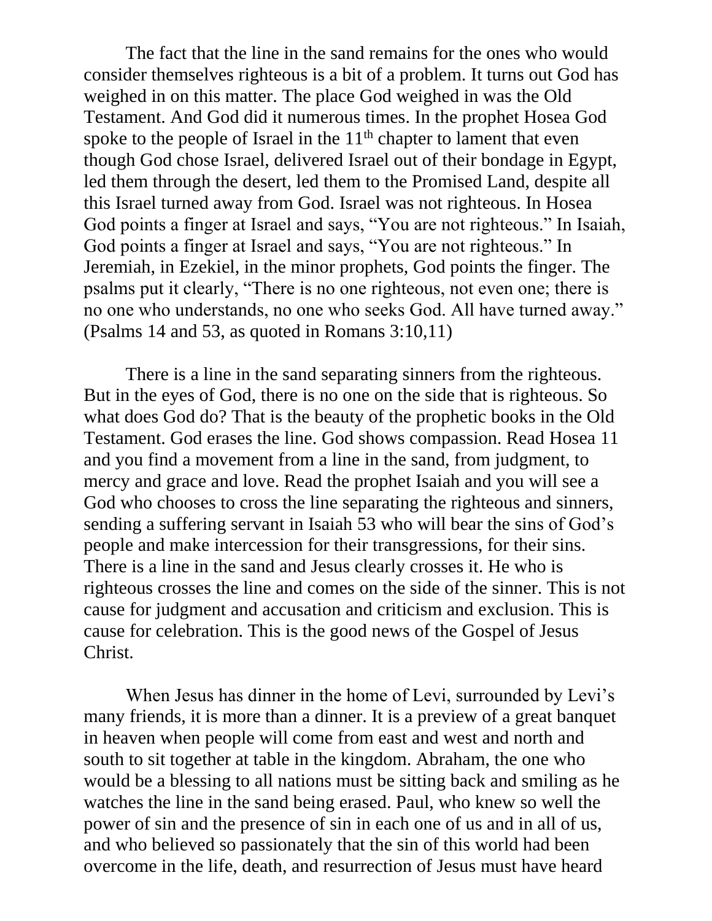The fact that the line in the sand remains for the ones who would consider themselves righteous is a bit of a problem. It turns out God has weighed in on this matter. The place God weighed in was the Old Testament. And God did it numerous times. In the prophet Hosea God spoke to the people of Israel in the 11th chapter to lament that even though God chose Israel, delivered Israel out of their bondage in Egypt, led them through the desert, led them to the Promised Land, despite all this Israel turned away from God. Israel was not righteous. In Hosea God points a finger at Israel and says, "You are not righteous." In Isaiah, God points a finger at Israel and says, "You are not righteous." In Jeremiah, in Ezekiel, in the minor prophets, God points the finger. The psalms put it clearly, "There is no one righteous, not even one; there is no one who understands, no one who seeks God. All have turned away." (Psalms 14 and 53, as quoted in Romans 3:10,11)

There is a line in the sand separating sinners from the righteous. But in the eyes of God, there is no one on the side that is righteous. So what does God do? That is the beauty of the prophetic books in the Old Testament. God erases the line. God shows compassion. Read Hosea 11 and you find a movement from a line in the sand, from judgment, to mercy and grace and love. Read the prophet Isaiah and you will see a God who chooses to cross the line separating the righteous and sinners, sending a suffering servant in Isaiah 53 who will bear the sins of God's people and make intercession for their transgressions, for their sins. There is a line in the sand and Jesus clearly crosses it. He who is righteous crosses the line and comes on the side of the sinner. This is not cause for judgment and accusation and criticism and exclusion. This is cause for celebration. This is the good news of the Gospel of Jesus Christ.

When Jesus has dinner in the home of Levi, surrounded by Levi's many friends, it is more than a dinner. It is a preview of a great banquet in heaven when people will come from east and west and north and south to sit together at table in the kingdom. Abraham, the one who would be a blessing to all nations must be sitting back and smiling as he watches the line in the sand being erased. Paul, who knew so well the power of sin and the presence of sin in each one of us and in all of us, and who believed so passionately that the sin of this world had been overcome in the life, death, and resurrection of Jesus must have heard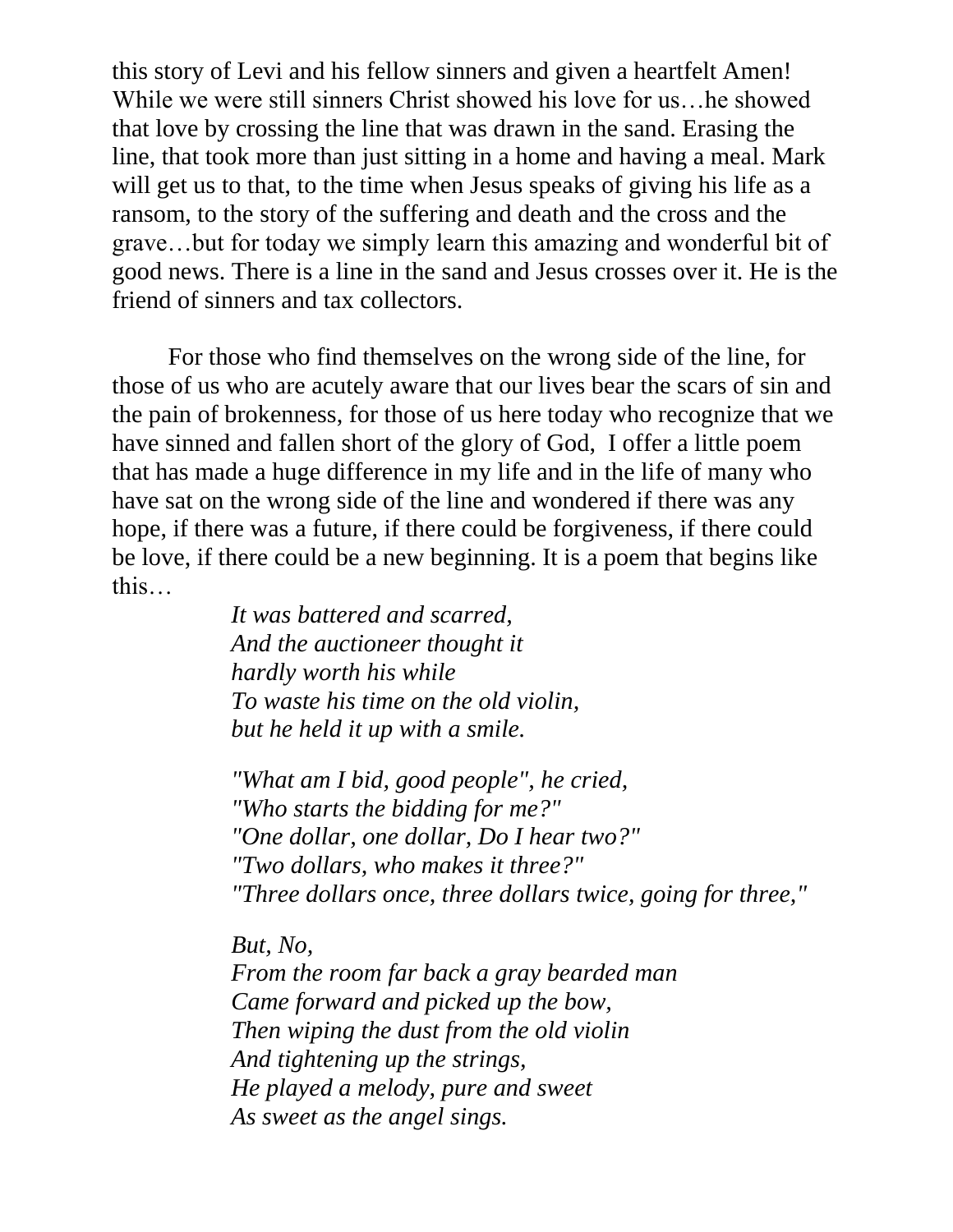this story of Levi and his fellow sinners and given a heartfelt Amen! While we were still sinners Christ showed his love for us…he showed that love by crossing the line that was drawn in the sand. Erasing the line, that took more than just sitting in a home and having a meal. Mark will get us to that, to the time when Jesus speaks of giving his life as a ransom, to the story of the suffering and death and the cross and the grave…but for today we simply learn this amazing and wonderful bit of good news. There is a line in the sand and Jesus crosses over it. He is the friend of sinners and tax collectors.

For those who find themselves on the wrong side of the line, for those of us who are acutely aware that our lives bear the scars of sin and the pain of brokenness, for those of us here today who recognize that we have sinned and fallen short of the glory of God, I offer a little poem that has made a huge difference in my life and in the life of many who have sat on the wrong side of the line and wondered if there was any hope, if there was a future, if there could be forgiveness, if there could be love, if there could be a new beginning. It is a poem that begins like this…

> *It was battered and scarred,*
> *And the auctioneer thought it*
> *hardly worth his while*
> *To waste his time on the old violin,*
> *but he held it up with a smile.*
>
> *"What am I bid, good people", he cried,*
> *"Who starts the bidding for me?"*
> *"One dollar, one dollar, Do I hear two?"*
> *"Two dollars, who makes it three?"*
> *"Three dollars once, three dollars twice, going for three,"*
>
> *But, No,*
> *From the room far back a gray bearded man*
> *Came forward and picked up the bow,*
> *Then wiping the dust from the old violin*
> *And tightening up the strings,*
> *He played a melody, pure and sweet*
> *As sweet as the angel sings.*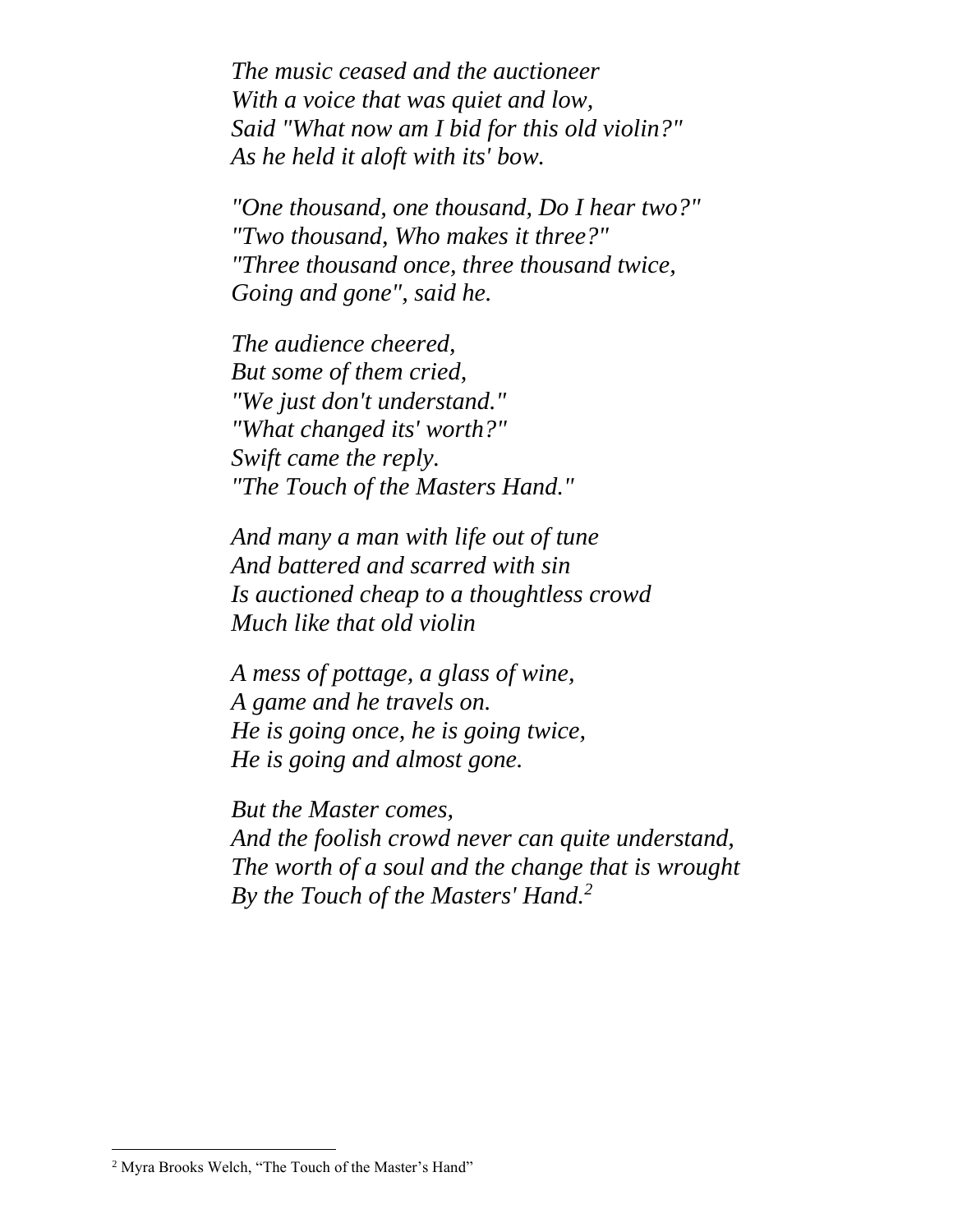*The music ceased and the auctioneer*
*With a voice that was quiet and low,*
*Said "What now am I bid for this old violin?"*
*As he held it aloft with its' bow.*

*"One thousand, one thousand, Do I hear two?"*
*"Two thousand, Who makes it three?"*
*"Three thousand once, three thousand twice,*
*Going and gone", said he.*

*The audience cheered,*
*But some of them cried,*
*"We just don't understand."*
*"What changed its' worth?"*
*Swift came the reply.*
*"The Touch of the Masters Hand."*

*And many a man with life out of tune*
*And battered and scarred with sin*
*Is auctioned cheap to a thoughtless crowd*
*Much like that old violin*

*A mess of pottage, a glass of wine,*
*A game and he travels on.*
*He is going once, he is going twice,*
*He is going and almost gone.*

*But the Master comes,*
*And the foolish crowd never can quite understand,*
*The worth of a soul and the change that is wrought*
*By the Touch of the Masters' Hand.*[2]

[2] Myra Brooks Welch, "The Touch of the Master's Hand"